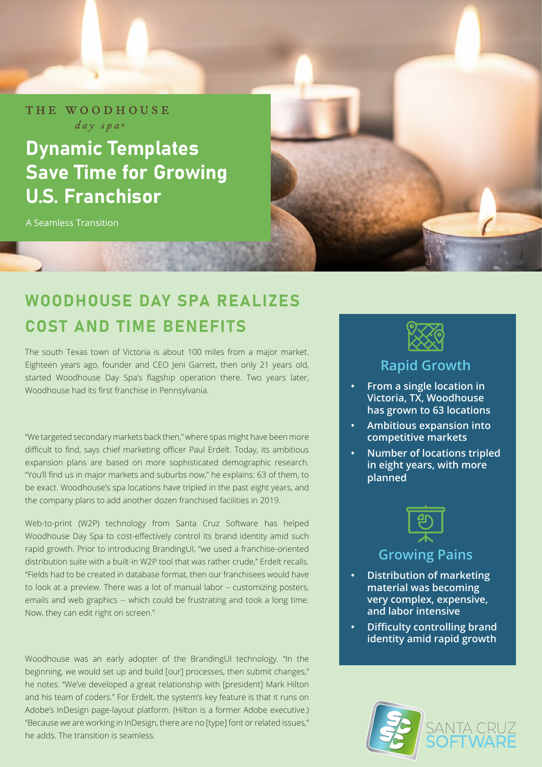THE WOODHOUSE
*day spa®*

# Dynamic Templates Save Time for Growing U.S. Franchisor

A Seamless Transition

## WOODHOUSE DAY SPA REALIZES COST AND TIME BENEFITS

The south Texas town of Victoria is about 100 miles from a major market. Eighteen years ago, founder and CEO Jeni Garrett, then only 21 years old, started Woodhouse Day Spa's flagship operation there. Two years later, Woodhouse had its first franchise in Pennsylvania.

"We targeted secondary markets back then," where spas might have been more difficult to find, says chief marketing officer Paul Erdelt. Today, its ambitious expansion plans are based on more sophisticated demographic research. "You'll find us in major markets and suburbs now," he explains: 63 of them, to be exact. Woodhouse's spa locations have tripled in the past eight years, and the company plans to add another dozen franchised facilities in 2019.

Web-to-print (W2P) technology from Santa Cruz Software has helped Woodhouse Day Spa to cost-effectively control its brand identity amid such rapid growth. Prior to introducing BrandingUI, "we used a franchise-oriented distribution suite with a built-in W2P tool that was rather crude," Erdelt recalls. "Fields had to be created in database format, then our franchisees would have to look at a preview. There was a lot of manual labor – customizing posters, emails and web graphics -- which could be frustrating and took a long time. Now, they can edit right on screen."

Woodhouse was an early adopter of the BrandingUI technology. "In the beginning, we would set up and build [our] processes, then submit changes," he notes. "We've developed a great relationship with [president] Mark Hilton and his team of coders." For Erdelt, the system's key feature is that it runs on Adobe's InDesign page-layout platform. (Hilton is a former Adobe executive.) "Because we are working in InDesign, there are no [type] font or related issues," he adds. The transition is seamless.

### Rapid Growth

- **From a single location in Victoria, TX, Woodhouse has grown to 63 locations**
- **Ambitious expansion into competitive markets**
- **Number of locations tripled in eight years, with more planned**

### Growing Pains

- **Distribution of marketing material was becoming very complex, expensive, and labor intensive**
- **Difficulty controlling brand identity amid rapid growth**

SANTA CRUZ SOFTWARE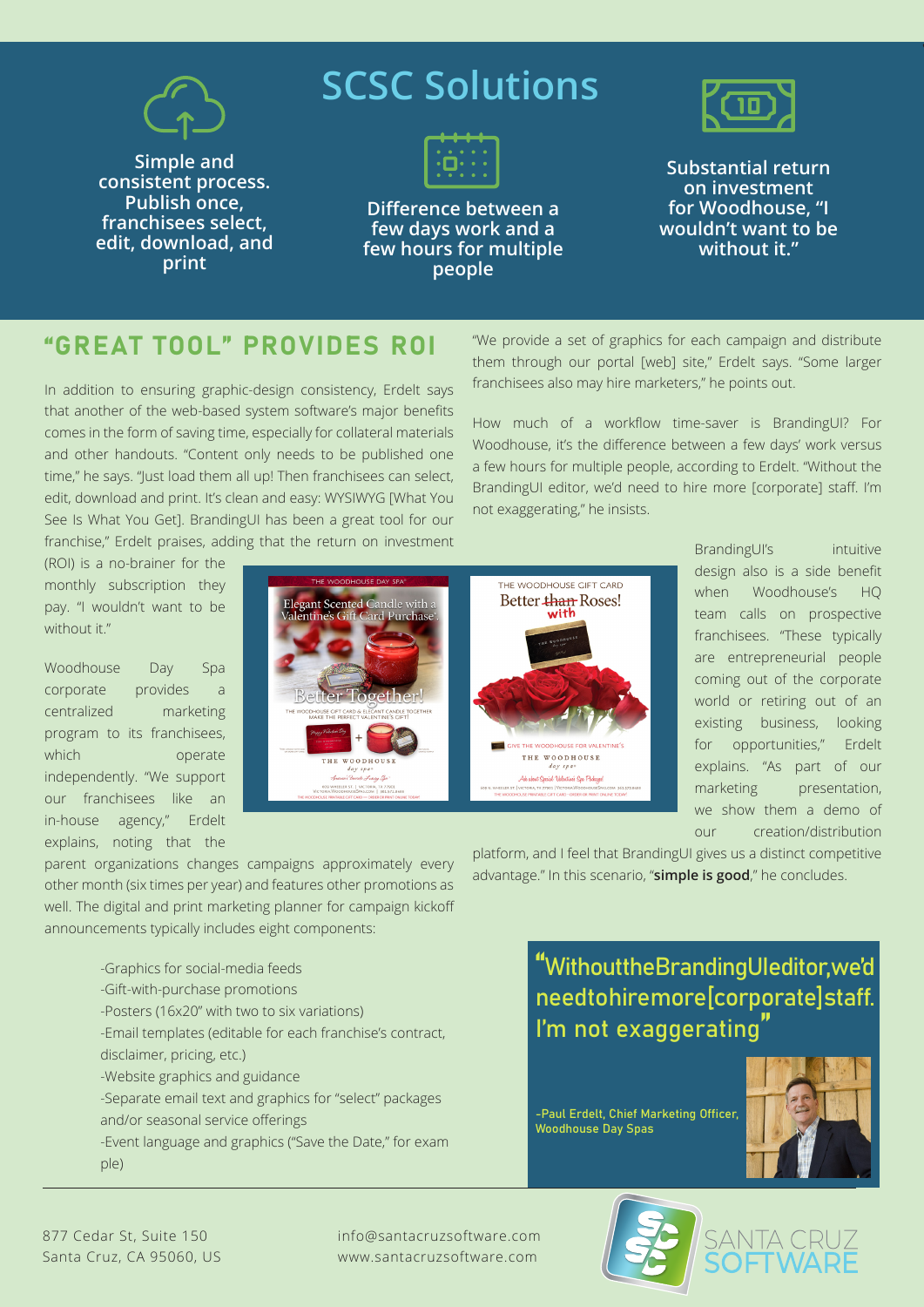# SCSC Solutions

Simple and consistent process. Publish once, franchisees select, edit, download, and print

Difference between a few days work and a few hours for multiple people

Substantial return on investment for Woodhouse, "I wouldn't want to be without it."

## "GREAT TOOL" PROVIDES ROI

In addition to ensuring graphic-design consistency, Erdelt says that another of the web-based system software's major benefits comes in the form of saving time, especially for collateral materials and other handouts. "Content only needs to be published one time," he says. "Just load them all up! Then franchisees can select, edit, download and print. It's clean and easy: WYSIWYG [What You See Is What You Get]. BrandingUI has been a great tool for our franchise," Erdelt praises, adding that the return on investment (ROI) is a no-brainer for the monthly subscription they pay. "I wouldn't want to be without it."

Woodhouse Day Spa corporate provides a centralized marketing program to its franchisees, which operate independently. "We support our franchisees like an in-house agency," Erdelt explains, noting that the parent organizations changes campaigns approximately every other month (six times per year) and features other promotions as well. The digital and print marketing planner for campaign kickoff announcements typically includes eight components:

- -Graphics for social-media feeds
- -Gift-with-purchase promotions
- -Posters (16x20" with two to six variations)
- -Email templates (editable for each franchise's contract, disclaimer, pricing, etc.)
- -Website graphics and guidance
- -Separate email text and graphics for "select" packages and/or seasonal service offerings
- -Event language and graphics ("Save the Date," for example)

"We provide a set of graphics for each campaign and distribute them through our portal [web] site," Erdelt says. "Some larger franchisees also may hire marketers," he points out.

How much of a workflow time-saver is BrandingUI? For Woodhouse, it's the difference between a few days' work versus a few hours for multiple people, according to Erdelt. "Without the BrandingUI editor, we'd need to hire more [corporate] staff. I'm not exaggerating," he insists.

BrandingUI's intuitive design also is a side benefit when Woodhouse's HQ team calls on prospective franchisees. "These typically are entrepreneurial people coming out of the corporate world or retiring out of an existing business, looking for opportunities," Erdelt explains. "As part of our marketing presentation, we show them a demo of our creation/distribution platform, and I feel that BrandingUI gives us a distinct competitive advantage." In this scenario, "**simple is good**," he concludes.

> "Without the BrandingUI editor, we'd need to hire more [corporate] staff. I'm not exaggerating"
>
> -Paul Erdelt, Chief Marketing Officer, Woodhouse Day Spas

877 Cedar St, Suite 150
Santa Cruz, CA 95060, US

info@santacruzsoftware.com
www.santacruzsoftware.com

SANTA CRUZ SOFTWARE